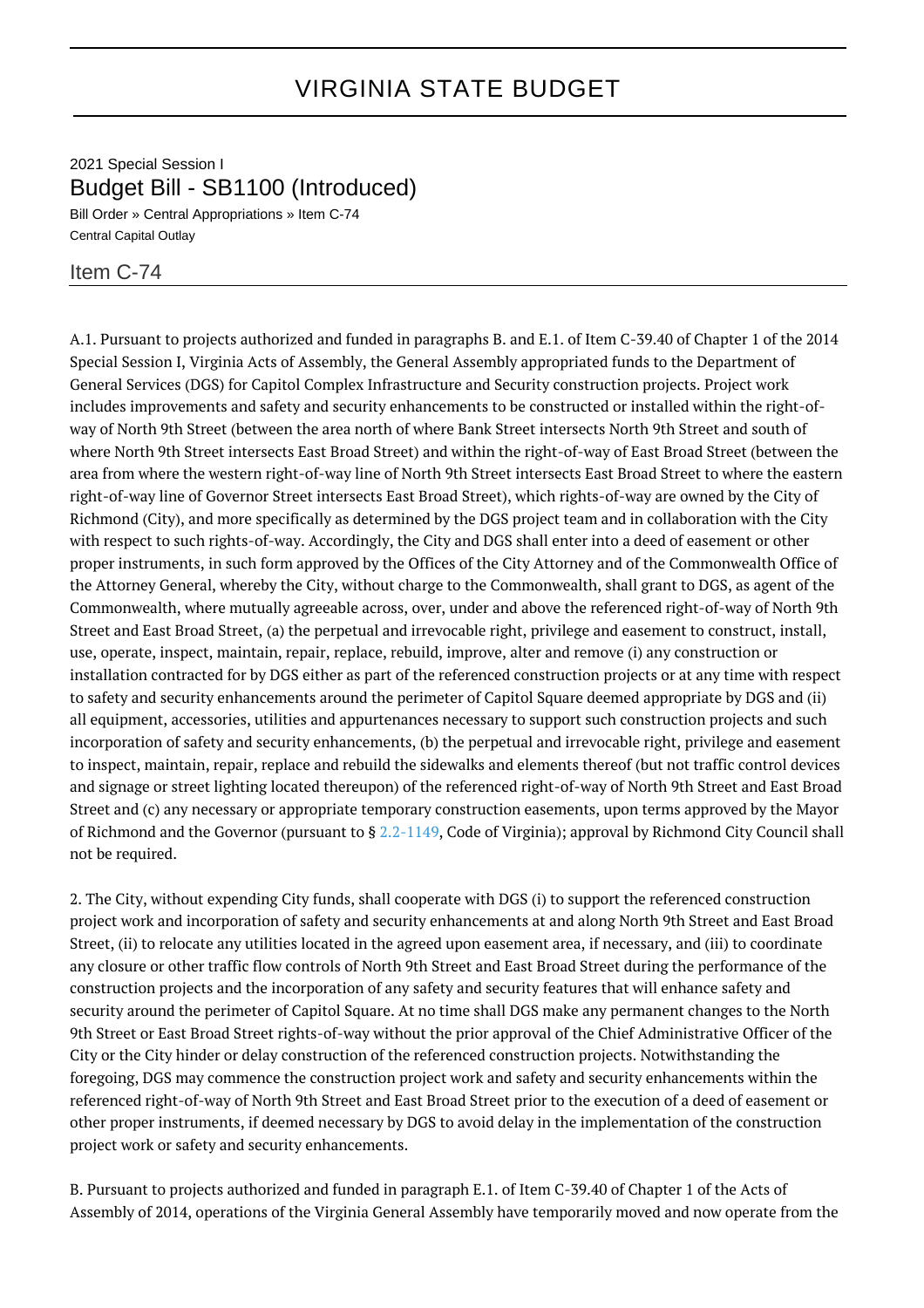# VIRGINIA STATE BUDGET

2021 Special Session I

## Budget Bill - SB1100 (Introduced)

Bill Order » Central Appropriations » Item C-74

Central Capital Outlay

### Item C-74

A.1. Pursuant to projects authorized and funded in paragraphs B. and E.1. of Item C-39.40 of Chapter 1 of the 2014 Special Session I, Virginia Acts of Assembly, the General Assembly appropriated funds to the Department of General Services (DGS) for Capitol Complex Infrastructure and Security construction projects. Project work includes improvements and safety and security enhancements to be constructed or installed within the right-of-way of North 9th Street (between the area north of where Bank Street intersects North 9th Street and south of where North 9th Street intersects East Broad Street) and within the right-of-way of East Broad Street (between the area from where the western right-of-way line of North 9th Street intersects East Broad Street to where the eastern right-of-way line of Governor Street intersects East Broad Street), which rights-of-way are owned by the City of Richmond (City), and more specifically as determined by the DGS project team and in collaboration with the City with respect to such rights-of-way. Accordingly, the City and DGS shall enter into a deed of easement or other proper instruments, in such form approved by the Offices of the City Attorney and of the Commonwealth Office of the Attorney General, whereby the City, without charge to the Commonwealth, shall grant to DGS, as agent of the Commonwealth, where mutually agreeable across, over, under and above the referenced right-of-way of North 9th Street and East Broad Street, (a) the perpetual and irrevocable right, privilege and easement to construct, install, use, operate, inspect, maintain, repair, replace, rebuild, improve, alter and remove (i) any construction or installation contracted for by DGS either as part of the referenced construction projects or at any time with respect to safety and security enhancements around the perimeter of Capitol Square deemed appropriate by DGS and (ii) all equipment, accessories, utilities and appurtenances necessary to support such construction projects and such incorporation of safety and security enhancements, (b) the perpetual and irrevocable right, privilege and easement to inspect, maintain, repair, replace and rebuild the sidewalks and elements thereof (but not traffic control devices and signage or street lighting located thereupon) of the referenced right-of-way of North 9th Street and East Broad Street and (c) any necessary or appropriate temporary construction easements, upon terms approved by the Mayor of Richmond and the Governor (pursuant to § 2.2-1149, Code of Virginia); approval by Richmond City Council shall not be required.

2. The City, without expending City funds, shall cooperate with DGS (i) to support the referenced construction project work and incorporation of safety and security enhancements at and along North 9th Street and East Broad Street, (ii) to relocate any utilities located in the agreed upon easement area, if necessary, and (iii) to coordinate any closure or other traffic flow controls of North 9th Street and East Broad Street during the performance of the construction projects and the incorporation of any safety and security features that will enhance safety and security around the perimeter of Capitol Square. At no time shall DGS make any permanent changes to the North 9th Street or East Broad Street rights-of-way without the prior approval of the Chief Administrative Officer of the City or the City hinder or delay construction of the referenced construction projects. Notwithstanding the foregoing, DGS may commence the construction project work and safety and security enhancements within the referenced right-of-way of North 9th Street and East Broad Street prior to the execution of a deed of easement or other proper instruments, if deemed necessary by DGS to avoid delay in the implementation of the construction project work or safety and security enhancements.

B. Pursuant to projects authorized and funded in paragraph E.1. of Item C-39.40 of Chapter 1 of the Acts of Assembly of 2014, operations of the Virginia General Assembly have temporarily moved and now operate from the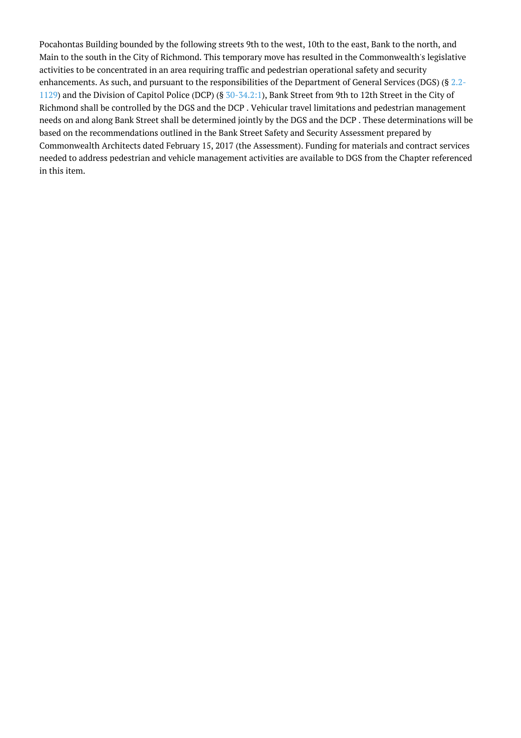Pocahontas Building bounded by the following streets 9th to the west, 10th to the east, Bank to the north, and Main to the south in the City of Richmond. This temporary move has resulted in the Commonwealth's legislative activities to be concentrated in an area requiring traffic and pedestrian operational safety and security enhancements. As such, and pursuant to the responsibilities of the Department of General Services (DGS) (§ 2.2-1129) and the Division of Capitol Police (DCP) (§ 30-34.2:1), Bank Street from 9th to 12th Street in the City of Richmond shall be controlled by the DGS and the DCP . Vehicular travel limitations and pedestrian management needs on and along Bank Street shall be determined jointly by the DGS and the DCP . These determinations will be based on the recommendations outlined in the Bank Street Safety and Security Assessment prepared by Commonwealth Architects dated February 15, 2017 (the Assessment). Funding for materials and contract services needed to address pedestrian and vehicle management activities are available to DGS from the Chapter referenced in this item.